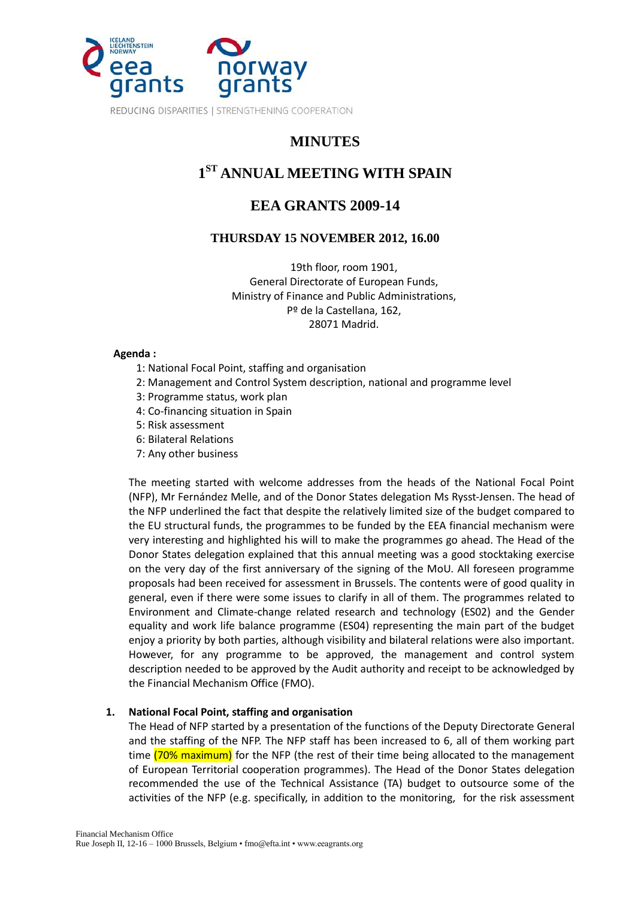REDUCING DISPARITIES | STRENGTHENING COOPERATION

# MINUTES

# 1ST ANNUAL MEETING WITH SPAIN

# EEA GRANTS 2009-14

## THURSDAY 15 NOVEMBER 2012, 16.00

19th floor, room 1901,
General Directorate of European Funds,
Ministry of Finance and Public Administrations,
Pº de la Castellana, 162,
28071 Madrid.

**Agenda :**

1: National Focal Point, staffing and organisation
2: Management and Control System description, national and programme level
3: Programme status, work plan
4: Co-financing situation in Spain
5: Risk assessment
6: Bilateral Relations
7: Any other business

The meeting started with welcome addresses from the heads of the National Focal Point (NFP), Mr Fernández Melle, and of the Donor States delegation Ms Rysst-Jensen. The head of the NFP underlined the fact that despite the relatively limited size of the budget compared to the EU structural funds, the programmes to be funded by the EEA financial mechanism were very interesting and highlighted his will to make the programmes go ahead. The Head of the Donor States delegation explained that this annual meeting was a good stocktaking exercise on the very day of the first anniversary of the signing of the MoU. All foreseen programme proposals had been received for assessment in Brussels. The contents were of good quality in general, even if there were some issues to clarify in all of them. The programmes related to Environment and Climate-change related research and technology (ES02) and the Gender equality and work life balance programme (ES04) representing the main part of the budget enjoy a priority by both parties, although visibility and bilateral relations were also important. However, for any programme to be approved, the management and control system description needed to be approved by the Audit authority and receipt to be acknowledged by the Financial Mechanism Office (FMO).

**1. National Focal Point, staffing and organisation**

The Head of NFP started by a presentation of the functions of the Deputy Directorate General and the staffing of the NFP. The NFP staff has been increased to 6, all of them working part time (70% maximum) for the NFP (the rest of their time being allocated to the management of European Territorial cooperation programmes). The Head of the Donor States delegation recommended the use of the Technical Assistance (TA) budget to outsource some of the activities of the NFP (e.g. specifically, in addition to the monitoring, for the risk assessment

Financial Mechanism Office
Rue Joseph II, 12-16 – 1000 Brussels, Belgium • fmo@efta.int • www.eeagrants.org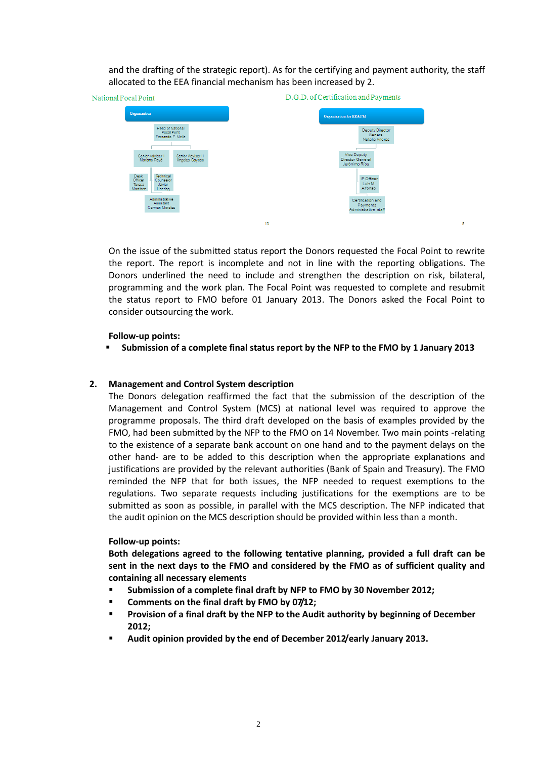and the drafting of the strategic report). As for the certifying and payment authority, the staff allocated to the EEA financial mechanism has been increased by 2.

**National Focal Point**

- Organization
  - Head of National Focal Point Fernando F. Melle
    - Senior Adviser I Mariano Faya
    - Senior Adviser II Angeles Gayoso
    - Desk Officer Teresa Martinez
    - Technical Counselor Javier Haering
    - Administrative Assistant Carmen Morales

10

**D.G.D. of Certification and Payments**

- Organization for EEAFM
  - Deputy Director General Natalia Viteres
    - Vice Deputy Director General Jeronimo Rios
      - IP Officer Luis M. Alfonso
      - Certification and Payments Administrative staff

5

On the issue of the submitted status report the Donors requested the Focal Point to rewrite the report. The report is incomplete and not in line with the reporting obligations. The Donors underlined the need to include and strengthen the description on risk, bilateral, programming and the work plan. The Focal Point was requested to complete and resubmit the status report to FMO before 01 January 2013. The Donors asked the Focal Point to consider outsourcing the work.

**Follow-up points:**

- **Submission of a complete final status report by the NFP to the FMO by 1 January 2013**

## 2. Management and Control System description

The Donors delegation reaffirmed the fact that the submission of the description of the Management and Control System (MCS) at national level was required to approve the programme proposals. The third draft developed on the basis of examples provided by the FMO, had been submitted by the NFP to the FMO on 14 November. Two main points -relating to the existence of a separate bank account on one hand and to the payment delays on the other hand- are to be added to this description when the appropriate explanations and justifications are provided by the relevant authorities (Bank of Spain and Treasury). The FMO reminded the NFP that for both issues, the NFP needed to request exemptions to the regulations. Two separate requests including justifications for the exemptions are to be submitted as soon as possible, in parallel with the MCS description. The NFP indicated that the audit opinion on the MCS description should be provided within less than a month.

**Follow-up points:**

**Both delegations agreed to the following tentative planning, provided a full draft can be sent in the next days to the FMO and considered by the FMO as of sufficient quality and containing all necessary elements**

- **Submission of a complete final draft by NFP to FMO by 30 November 2012;**
- **Comments on the final draft by FMO by 07/12;**
- **Provision of a final draft by the NFP to the Audit authority by beginning of December 2012;**
- **Audit opinion provided by the end of December 2012/early January 2013.**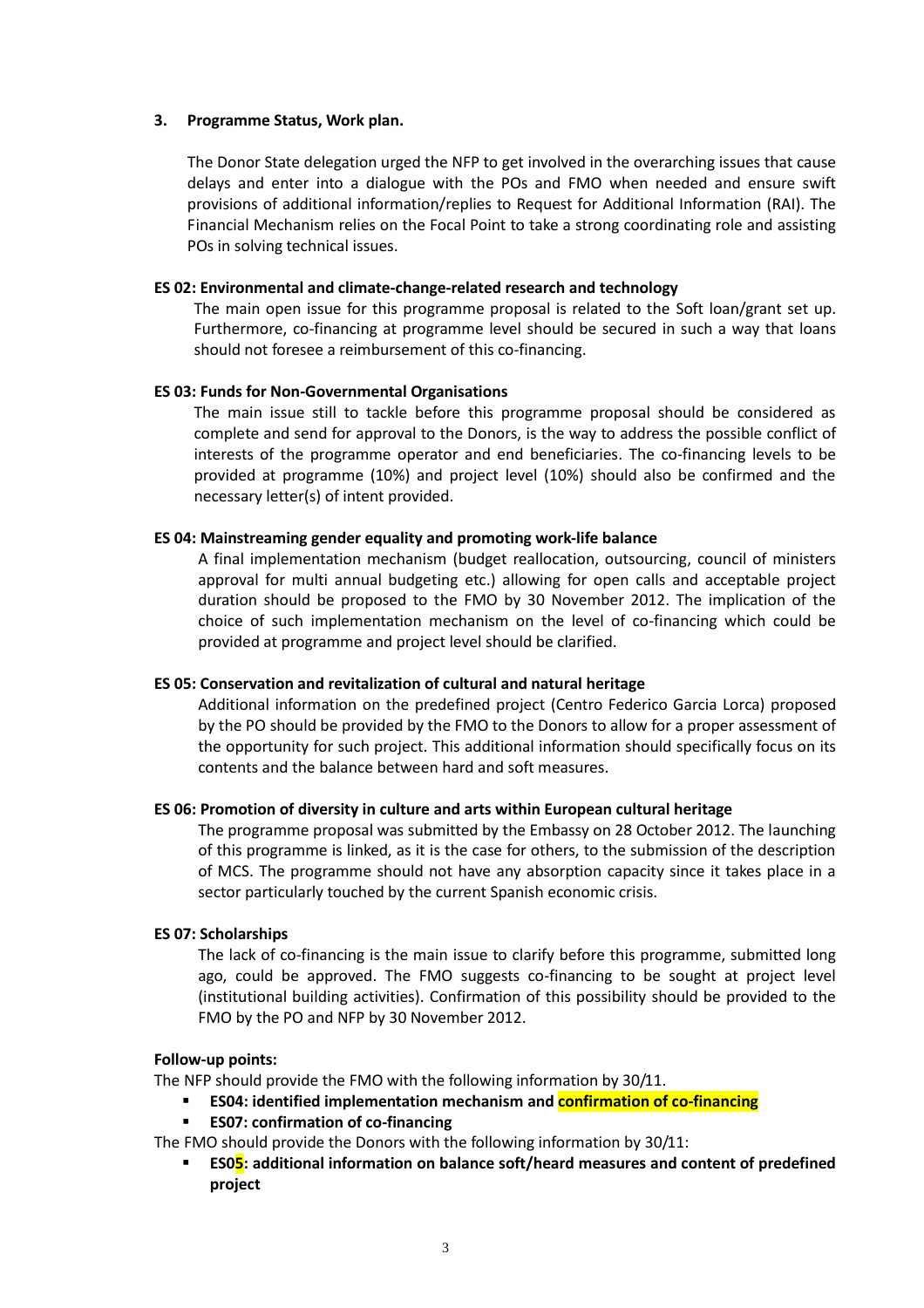## 3. Programme Status, Work plan.

The Donor State delegation urged the NFP to get involved in the overarching issues that cause delays and enter into a dialogue with the POs and FMO when needed and ensure swift provisions of additional information/replies to Request for Additional Information (RAI). The Financial Mechanism relies on the Focal Point to take a strong coordinating role and assisting POs in solving technical issues.

### ES 02: Environmental and climate-change-related research and technology

The main open issue for this programme proposal is related to the Soft loan/grant set up. Furthermore, co-financing at programme level should be secured in such a way that loans should not foresee a reimbursement of this co-financing.

### ES 03: Funds for Non-Governmental Organisations

The main issue still to tackle before this programme proposal should be considered as complete and send for approval to the Donors, is the way to address the possible conflict of interests of the programme operator and end beneficiaries. The co-financing levels to be provided at programme (10%) and project level (10%) should also be confirmed and the necessary letter(s) of intent provided.

### ES 04: Mainstreaming gender equality and promoting work-life balance

A final implementation mechanism (budget reallocation, outsourcing, council of ministers approval for multi annual budgeting etc.) allowing for open calls and acceptable project duration should be proposed to the FMO by 30 November 2012. The implication of the choice of such implementation mechanism on the level of co-financing which could be provided at programme and project level should be clarified.

### ES 05: Conservation and revitalization of cultural and natural heritage

Additional information on the predefined project (Centro Federico Garcia Lorca) proposed by the PO should be provided by the FMO to the Donors to allow for a proper assessment of the opportunity for such project. This additional information should specifically focus on its contents and the balance between hard and soft measures.

### ES 06: Promotion of diversity in culture and arts within European cultural heritage

The programme proposal was submitted by the Embassy on 28 October 2012. The launching of this programme is linked, as it is the case for others, to the submission of the description of MCS. The programme should not have any absorption capacity since it takes place in a sector particularly touched by the current Spanish economic crisis.

### ES 07: Scholarships

The lack of co-financing is the main issue to clarify before this programme, submitted long ago, could be approved. The FMO suggests co-financing to be sought at project level (institutional building activities). Confirmation of this possibility should be provided to the FMO by the PO and NFP by 30 November 2012.

**Follow-up points:**

The NFP should provide the FMO with the following information by 30/11.

- **ES04: identified implementation mechanism and confirmation of co-financing**
- **ES07: confirmation of co-financing**

The FMO should provide the Donors with the following information by 30/11:

- **ES05: additional information on balance soft/heard measures and content of predefined project**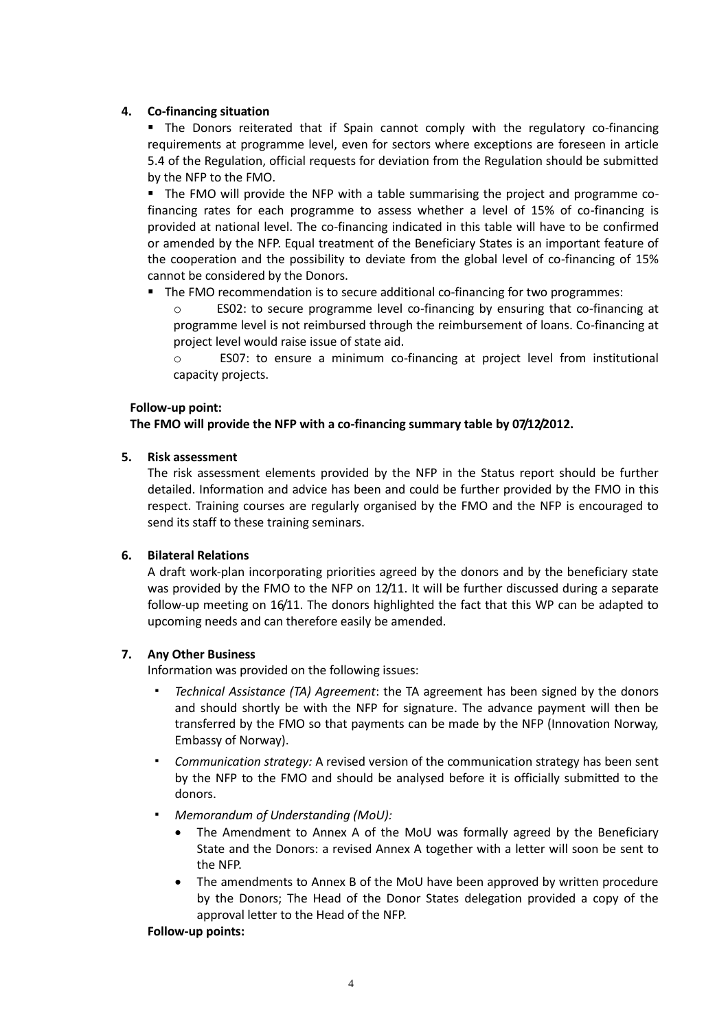4. **Co-financing situation**

- The Donors reiterated that if Spain cannot comply with the regulatory co-financing requirements at programme level, even for sectors where exceptions are foreseen in article 5.4 of the Regulation, official requests for deviation from the Regulation should be submitted by the NFP to the FMO.
- The FMO will provide the NFP with a table summarising the project and programme co-financing rates for each programme to assess whether a level of 15% of co-financing is provided at national level. The co-financing indicated in this table will have to be confirmed or amended by the NFP. Equal treatment of the Beneficiary States is an important feature of the cooperation and the possibility to deviate from the global level of co-financing of 15% cannot be considered by the Donors.
- The FMO recommendation is to secure additional co-financing for two programmes:
  - ES02: to secure programme level co-financing by ensuring that co-financing at programme level is not reimbursed through the reimbursement of loans. Co-financing at project level would raise issue of state aid.
  - ES07: to ensure a minimum co-financing at project level from institutional capacity projects.

**Follow-up point:**
**The FMO will provide the NFP with a co-financing summary table by 07/12/2012.**

5. **Risk assessment**

The risk assessment elements provided by the NFP in the Status report should be further detailed. Information and advice has been and could be further provided by the FMO in this respect. Training courses are regularly organised by the FMO and the NFP is encouraged to send its staff to these training seminars.

6. **Bilateral Relations**

A draft work-plan incorporating priorities agreed by the donors and by the beneficiary state was provided by the FMO to the NFP on 12/11. It will be further discussed during a separate follow-up meeting on 16/11. The donors highlighted the fact that this WP can be adapted to upcoming needs and can therefore easily be amended.

7. **Any Other Business**

Information was provided on the following issues:

- *Technical Assistance (TA) Agreement*: the TA agreement has been signed by the donors and should shortly be with the NFP for signature. The advance payment will then be transferred by the FMO so that payments can be made by the NFP (Innovation Norway, Embassy of Norway).
- *Communication strategy:* A revised version of the communication strategy has been sent by the NFP to the FMO and should be analysed before it is officially submitted to the donors.
- *Memorandum of Understanding (MoU):*
  - The Amendment to Annex A of the MoU was formally agreed by the Beneficiary State and the Donors: a revised Annex A together with a letter will soon be sent to the NFP.
  - The amendments to Annex B of the MoU have been approved by written procedure by the Donors; The Head of the Donor States delegation provided a copy of the approval letter to the Head of the NFP.

**Follow-up points:**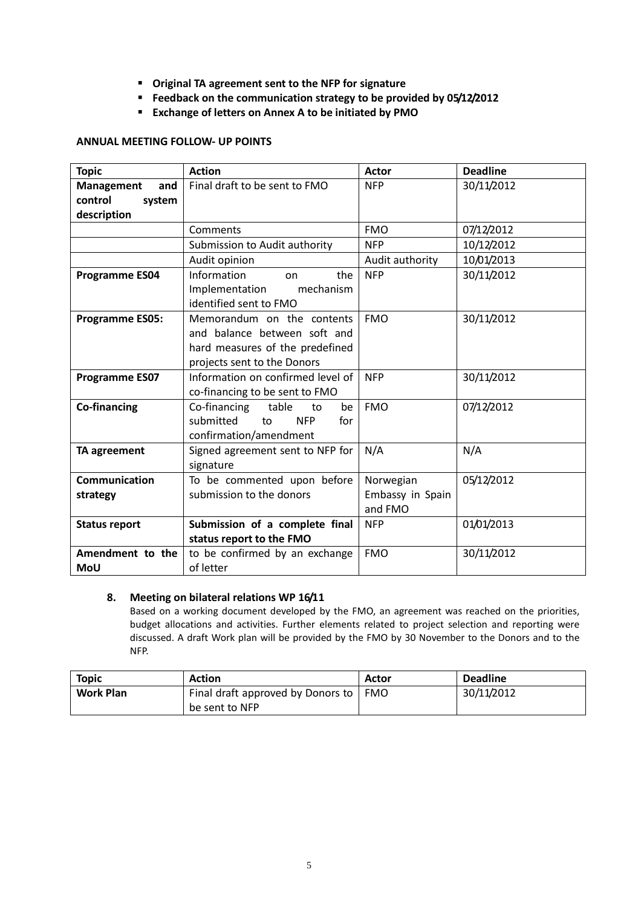- **Original TA agreement sent to the NFP for signature**
- **Feedback on the communication strategy to be provided by 05/12/2012**
- **Exchange of letters on Annex A to be initiated by PMO**

**ANNUAL MEETING FOLLOW- UP POINTS**

| Topic | Action | Actor | Deadline |
|---|---|---|---|
| **Management and control system description** | Final draft to be sent to FMO | NFP | 30/11/2012 |
| | Comments | FMO | 07/12/2012 |
| | Submission to Audit authority | NFP | 10/12/2012 |
| | Audit opinion | Audit authority | 10/01/2013 |
| **Programme ES04** | Information on the Implementation mechanism identified sent to FMO | NFP | 30/11/2012 |
| **Programme ES05:** | Memorandum on the contents and balance between soft and hard measures of the predefined projects sent to the Donors | FMO | 30/11/2012 |
| **Programme ES07** | Information on confirmed level of co-financing to be sent to FMO | NFP | 30/11/2012 |
| **Co-financing** | Co-financing table to be submitted to NFP for confirmation/amendment | FMO | 07/12/2012 |
| **TA agreement** | Signed agreement sent to NFP for signature | N/A | N/A |
| **Communication strategy** | To be commented upon before submission to the donors | Norwegian Embassy in Spain and FMO | 05/12/2012 |
| **Status report** | **Submission of a complete final status report to the FMO** | NFP | 01/01/2013 |
| **Amendment to the MoU** | to be confirmed by an exchange of letter | FMO | 30/11/2012 |

## 8. Meeting on bilateral relations WP 16/11

Based on a working document developed by the FMO, an agreement was reached on the priorities, budget allocations and activities. Further elements related to project selection and reporting were discussed. A draft Work plan will be provided by the FMO by 30 November to the Donors and to the NFP.

| Topic | Action | Actor | Deadline |
|---|---|---|---|
| **Work Plan** | Final draft approved by Donors to be sent to NFP | FMO | 30/11/2012 |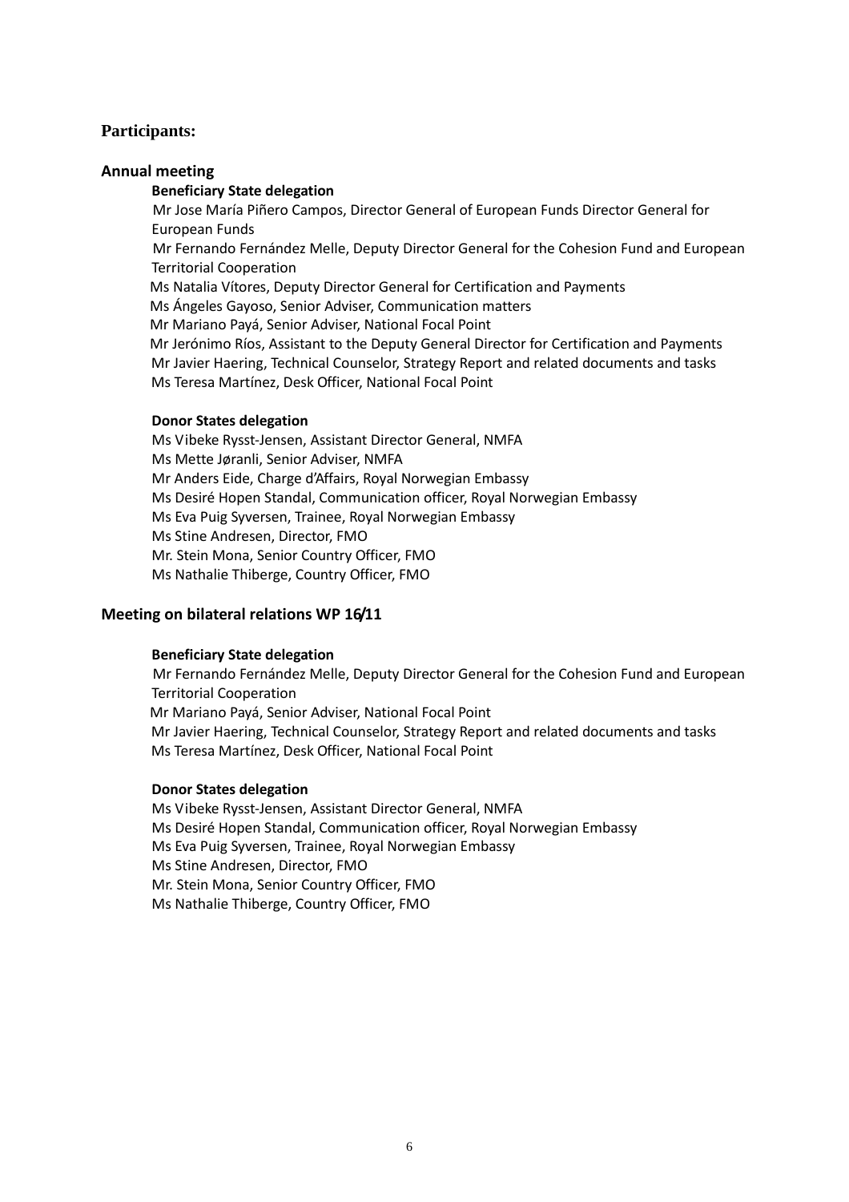## Participants:

### Annual meeting

**Beneficiary State delegation**

Mr Jose María Piñero Campos, Director General of European Funds Director General for European Funds
Mr Fernando Fernández Melle, Deputy Director General for the Cohesion Fund and European Territorial Cooperation
Ms Natalia Vítores, Deputy Director General for Certification and Payments
Ms Ángeles Gayoso, Senior Adviser, Communication matters
Mr Mariano Payá, Senior Adviser, National Focal Point
Mr Jerónimo Ríos, Assistant to the Deputy General Director for Certification and Payments
Mr Javier Haering, Technical Counselor, Strategy Report and related documents and tasks
Ms Teresa Martínez, Desk Officer, National Focal Point

**Donor States delegation**

Ms Vibeke Rysst-Jensen, Assistant Director General, NMFA
Ms Mette Jøranli, Senior Adviser, NMFA
Mr Anders Eide, Charge d'Affairs, Royal Norwegian Embassy
Ms Desiré Hopen Standal, Communication officer, Royal Norwegian Embassy
Ms Eva Puig Syversen, Trainee, Royal Norwegian Embassy
Ms Stine Andresen, Director, FMO
Mr. Stein Mona, Senior Country Officer, FMO
Ms Nathalie Thiberge, Country Officer, FMO

### Meeting on bilateral relations WP 16/11

**Beneficiary State delegation**

Mr Fernando Fernández Melle, Deputy Director General for the Cohesion Fund and European Territorial Cooperation
Mr Mariano Payá, Senior Adviser, National Focal Point
Mr Javier Haering, Technical Counselor, Strategy Report and related documents and tasks
Ms Teresa Martínez, Desk Officer, National Focal Point

**Donor States delegation**

Ms Vibeke Rysst-Jensen, Assistant Director General, NMFA
Ms Desiré Hopen Standal, Communication officer, Royal Norwegian Embassy
Ms Eva Puig Syversen, Trainee, Royal Norwegian Embassy
Ms Stine Andresen, Director, FMO
Mr. Stein Mona, Senior Country Officer, FMO
Ms Nathalie Thiberge, Country Officer, FMO